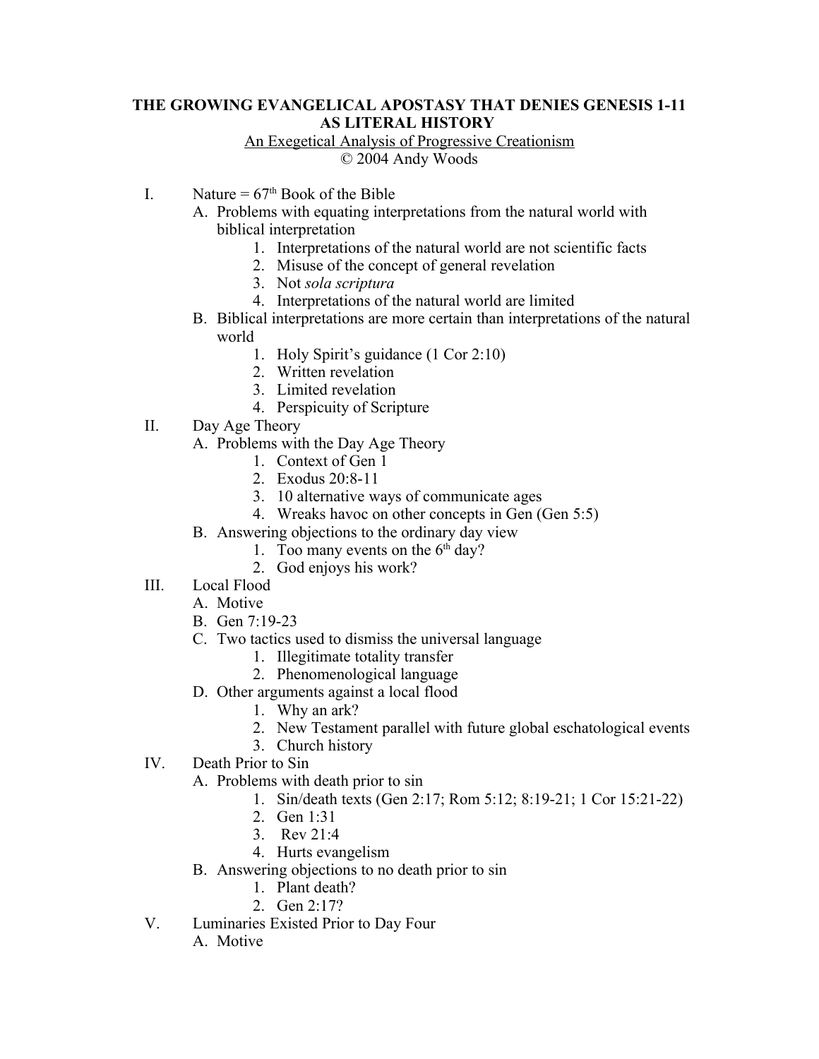# THE GROWING EVANGELICAL APOSTASY THAT DENIES GENESIS 1-11 AS LITERAL HISTORY

An Exegetical Analysis of Progressive Creationism

© 2004 Andy Woods

I. Nature = 67th Book of the Bible
   - A. Problems with equating interpretations from the natural world with biblical interpretation
     1. Interpretations of the natural world are not scientific facts
     2. Misuse of the concept of general revelation
     3. Not *sola scriptura*
     4. Interpretations of the natural world are limited
   - B. Biblical interpretations are more certain than interpretations of the natural world
     1. Holy Spirit's guidance (1 Cor 2:10)
     2. Written revelation
     3. Limited revelation
     4. Perspicuity of Scripture

II. Day Age Theory
   - A. Problems with the Day Age Theory
     1. Context of Gen 1
     2. Exodus 20:8-11
     3. 10 alternative ways of communicate ages
     4. Wreaks havoc on other concepts in Gen (Gen 5:5)
   - B. Answering objections to the ordinary day view
     1. Too many events on the 6th day?
     2. God enjoys his work?

III. Local Flood
   - A. Motive
   - B. Gen 7:19-23
   - C. Two tactics used to dismiss the universal language
     1. Illegitimate totality transfer
     2. Phenomenological language
   - D. Other arguments against a local flood
     1. Why an ark?
     2. New Testament parallel with future global eschatological events
     3. Church history

IV. Death Prior to Sin
   - A. Problems with death prior to sin
     1. Sin/death texts (Gen 2:17; Rom 5:12; 8:19-21; 1 Cor 15:21-22)
     2. Gen 1:31
     3. Rev 21:4
     4. Hurts evangelism
   - B. Answering objections to no death prior to sin
     1. Plant death?
     2. Gen 2:17?

V. Luminaries Existed Prior to Day Four
   - A. Motive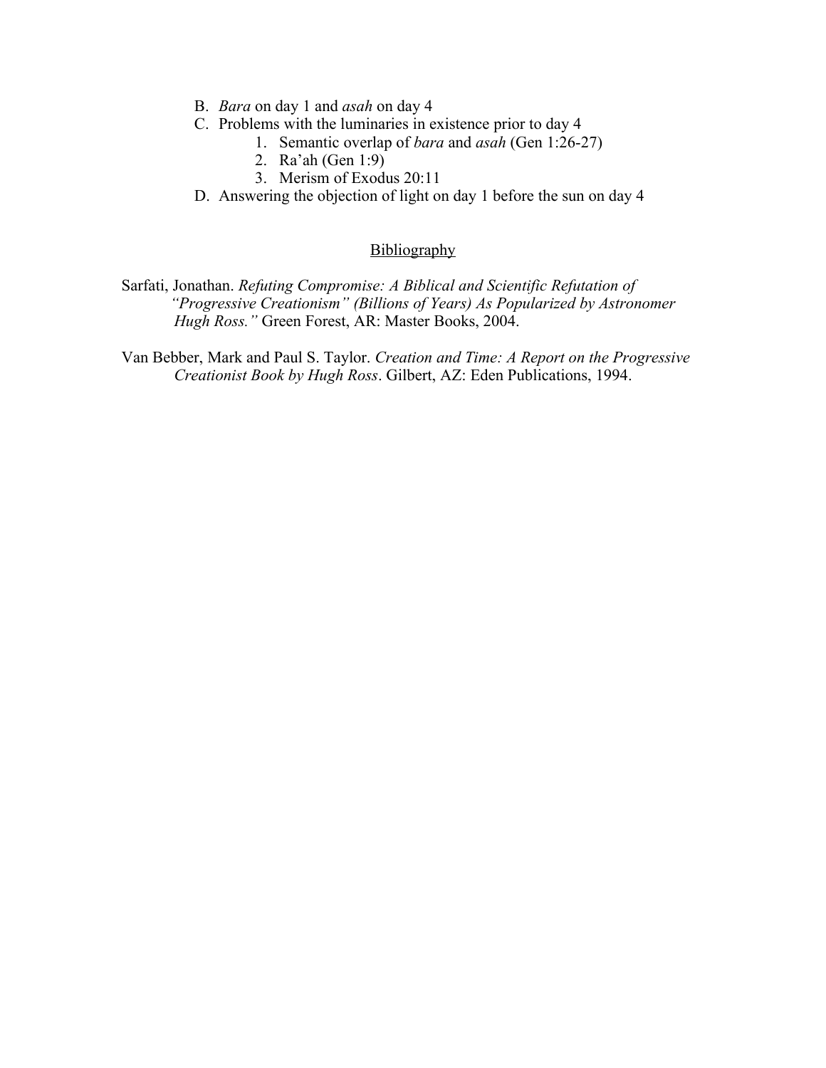B. *Bara* on day 1 and *asah* on day 4

C. Problems with the luminaries in existence prior to day 4

   1. Semantic overlap of *bara* and *asah* (Gen 1:26-27)
   2. Ra'ah (Gen 1:9)
   3. Merism of Exodus 20:11

D. Answering the objection of light on day 1 before the sun on day 4

## Bibliography

Sarfati, Jonathan. *Refuting Compromise: A Biblical and Scientific Refutation of "Progressive Creationism" (Billions of Years) As Popularized by Astronomer Hugh Ross."* Green Forest, AR: Master Books, 2004.

Van Bebber, Mark and Paul S. Taylor. *Creation and Time: A Report on the Progressive Creationist Book by Hugh Ross*. Gilbert, AZ: Eden Publications, 1994.